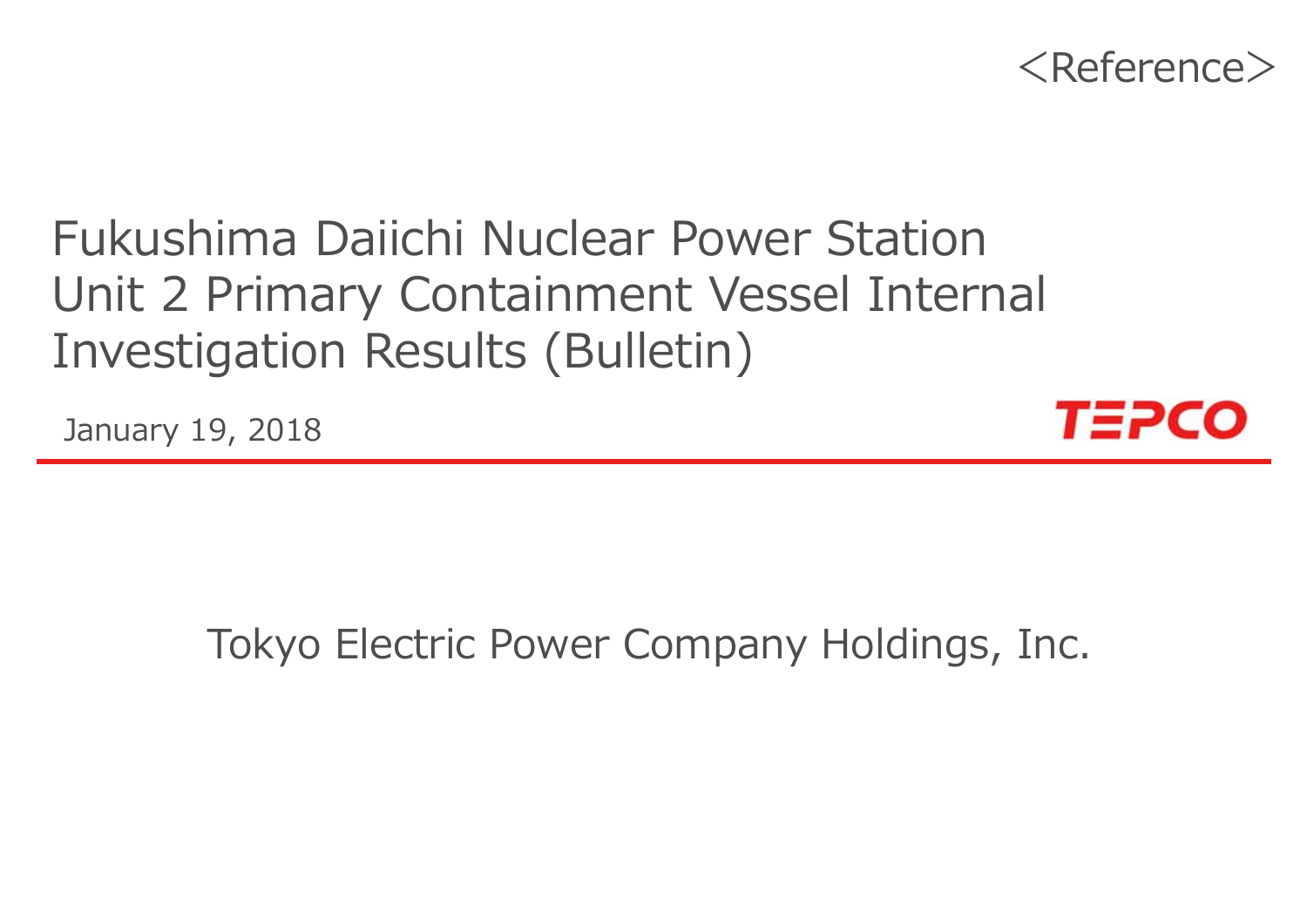<Reference>

# Fukushima Daiichi Nuclear Power Station Unit 2 Primary Containment Vessel Internal Investigation Results (Bulletin)

January 19, 2018

TEPCO

Tokyo Electric Power Company Holdings, Inc.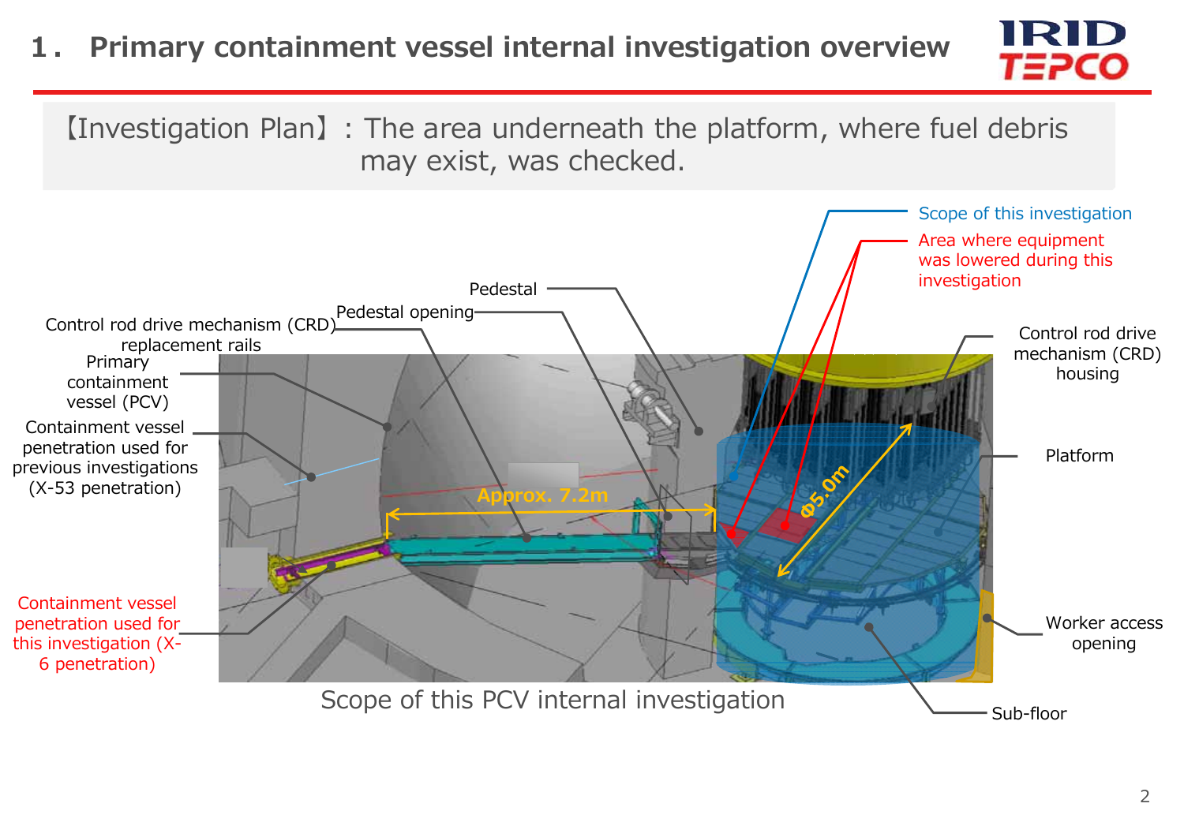# 1. Primary containment vessel internal investigation overview

【Investigation Plan】: The area underneath the platform, where fuel debris may exist, was checked.

Scope of this investigation

Area where equipment was lowered during this investigation

Pedestal

Pedestal opening

Control rod drive mechanism (CRD) replacement rails

Primary containment vessel (PCV)

Containment vessel penetration used for previous investigations (X-53 penetration)

Control rod drive mechanism (CRD) housing

Platform

Approx. 7.2m

Φ5.0m

Containment vessel penetration used for this investigation (X-6 penetration)

Worker access opening

Sub-floor

Scope of this PCV internal investigation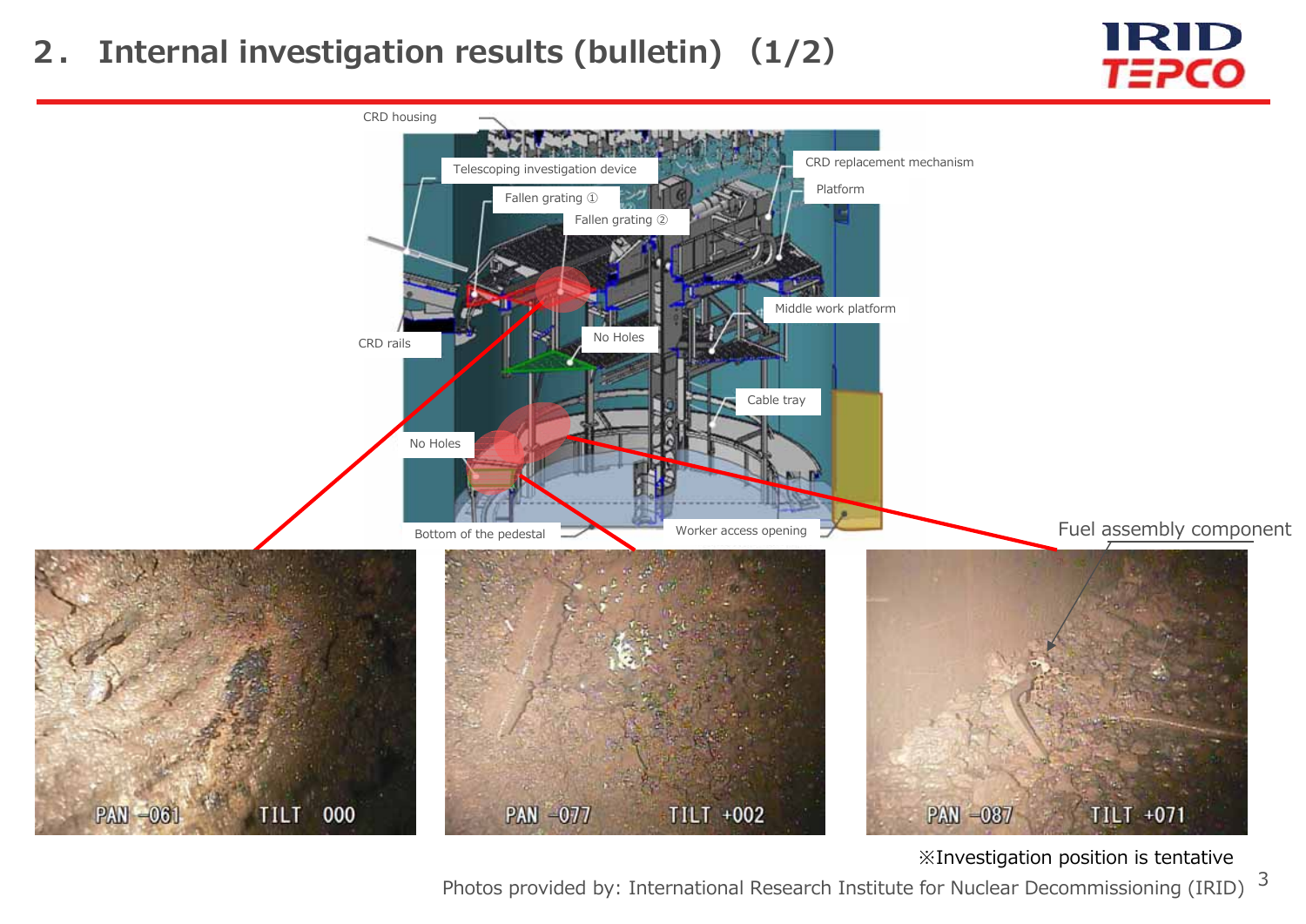# 2. Internal investigation results (bulletin) (1/2)

CRD housing

Telescoping investigation device

Fallen grating ①

Fallen grating ②

CRD replacement mechanism

Platform

Middle work platform

CRD rails

No Holes

Cable tray

No Holes

Bottom of the pedestal

Worker access opening

Fuel assembly component

PAN -061 TILT 000

PAN -077 TILT +002

PAN -087 TILT +071

※Investigation position is tentative

Photos provided by: International Research Institute for Nuclear Decommissioning (IRID)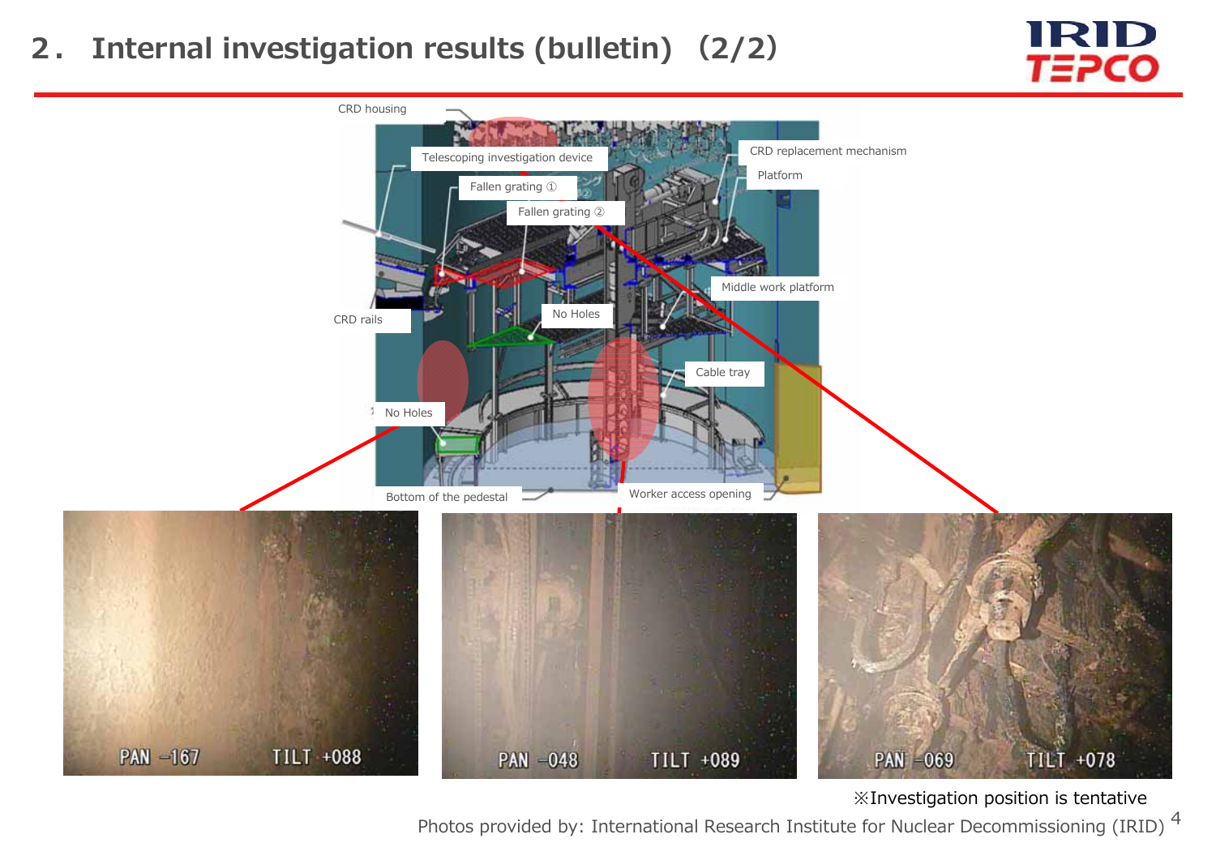# 2. Internal investigation results (bulletin) (2/2)

CRD housing

Telescoping investigation device

Fallen grating ①

Fallen grating ②

CRD replacement mechanism

Platform

Middle work platform

No Holes

CRD rails

Cable tray

No Holes

Bottom of the pedestal

Worker access opening

PAN -167 TILT +088

PAN -048 TILT +089

PAN -069 TILT +078

※Investigation position is tentative

Photos provided by: International Research Institute for Nuclear Decommissioning (IRID)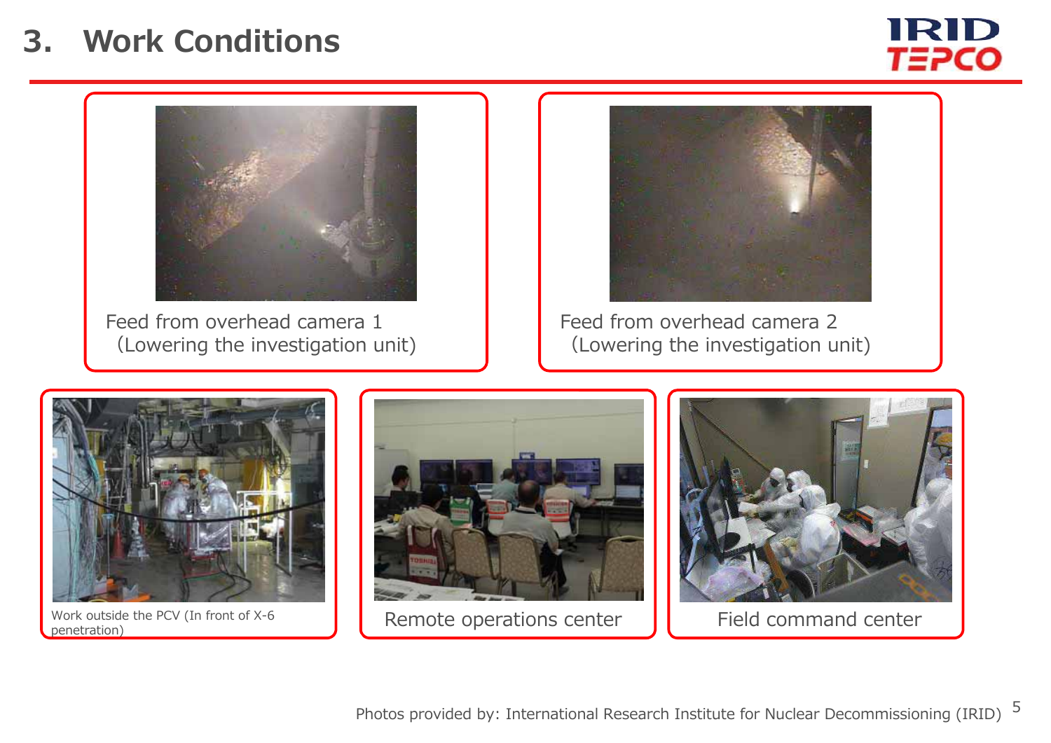# 3. Work Conditions

Feed from overhead camera 1
(Lowering the investigation unit)

Feed from overhead camera 2
(Lowering the investigation unit)

Work outside the PCV (In front of X-6 penetration)

Remote operations center

Field command center

Photos provided by: International Research Institute for Nuclear Decommissioning (IRID)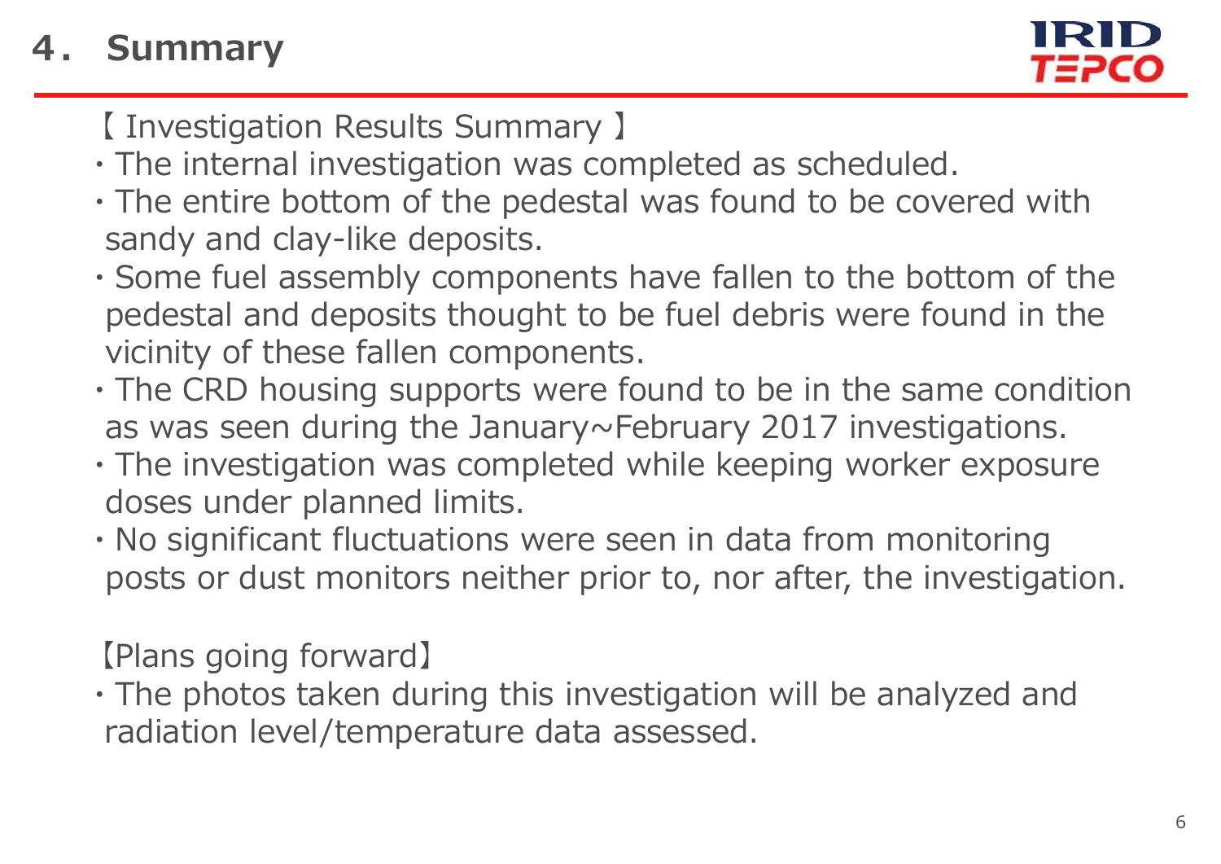# 4． Summary

【 Investigation Results Summary 】

- The internal investigation was completed as scheduled.
- The entire bottom of the pedestal was found to be covered with sandy and clay-like deposits.
- Some fuel assembly components have fallen to the bottom of the pedestal and deposits thought to be fuel debris were found in the vicinity of these fallen components.
- The CRD housing supports were found to be in the same condition as was seen during the January~February 2017 investigations.
- The investigation was completed while keeping worker exposure doses under planned limits.
- No significant fluctuations were seen in data from monitoring posts or dust monitors neither prior to, nor after, the investigation.

【Plans going forward】

- The photos taken during this investigation will be analyzed and radiation level/temperature data assessed.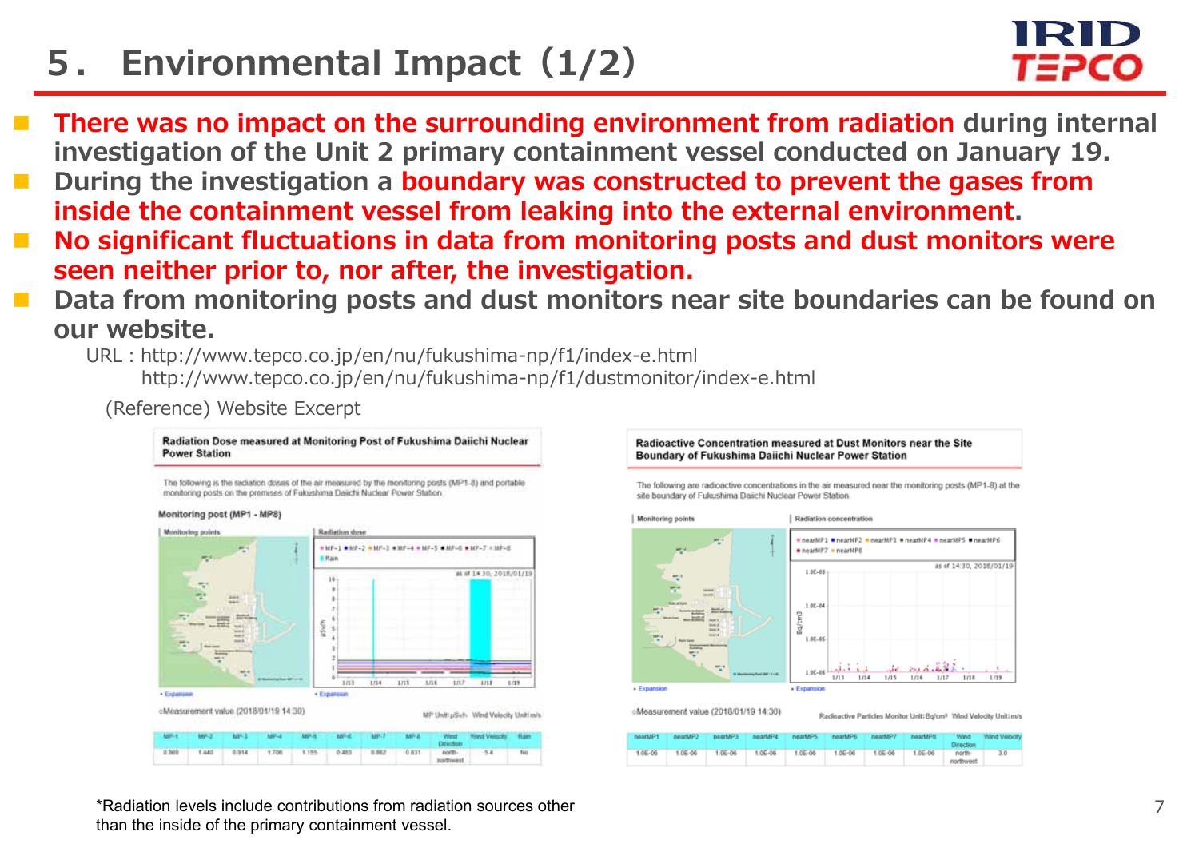# 5. Environmental Impact（1/2）

- **There was no impact on the surrounding environment from radiation during internal investigation of the Unit 2 primary containment vessel conducted on January 19.**
- **During the investigation a boundary was constructed to prevent the gases from inside the containment vessel from leaking into the external environment.**
- **No significant fluctuations in data from monitoring posts and dust monitors were seen neither prior to, nor after, the investigation.**
- **Data from monitoring posts and dust monitors near site boundaries can be found on our website.**

URL : http://www.tepco.co.jp/en/nu/fukushima-np/f1/index-e.html
http://www.tepco.co.jp/en/nu/fukushima-np/f1/dustmonitor/index-e.html

(Reference) Website Excerpt

**Radiation Dose measured at Monitoring Post of Fukushima Daiichi Nuclear Power Station**

The following is the radiation doses of the air measured by the monitoring posts (MP1-8) and portable monitoring posts on the premises of Fukushima Daiichi Nuclear Power Station.

Monitoring post (MP1 - MP8)

○Measurement value (2018/01/19 14:30)

MP Unit:μSv/h Wind Velocity Unit:m/s

| MP-1 | MP-2 | MP-3 | MP-4 | MP-5 | MP-6 | MP-7 | MP-8 | Wind Direction | Wind Velocity | Rain |
|---|---|---|---|---|---|---|---|---|---|---|
| 0.869 | 1.440 | 0.914 | 1.706 | 1.155 | 0.483 | 0.862 | 0.831 | north-northwest | 5.4 | No |

**Radioactive Concentration measured at Dust Monitors near the Site Boundary of Fukushima Daiichi Nuclear Power Station**

The following are radioactive concentrations in the air measured near the monitoring posts (MP1-8) at the site boundary of Fukushima Daiichi Nuclear Power Station.

○Measurement value (2018/01/19 14:30)

Radioactive Particles Monitor Unit:Bq/cm³ Wind Velocity Unit:m/s

| nearMP1 | nearMP2 | nearMP3 | nearMP4 | nearMP5 | nearMP6 | nearMP7 | nearMP8 | Wind Direction | Wind Velocity |
|---|---|---|---|---|---|---|---|---|---|
| 1.0E-06 | 1.0E-06 | 1.0E-06 | 1.0E-06 | 1.0E-06 | 1.0E-06 | 1.0E-06 | 1.0E-06 | north-northwest | 3.0 |

*Radiation levels include contributions from radiation sources other than the inside of the primary containment vessel.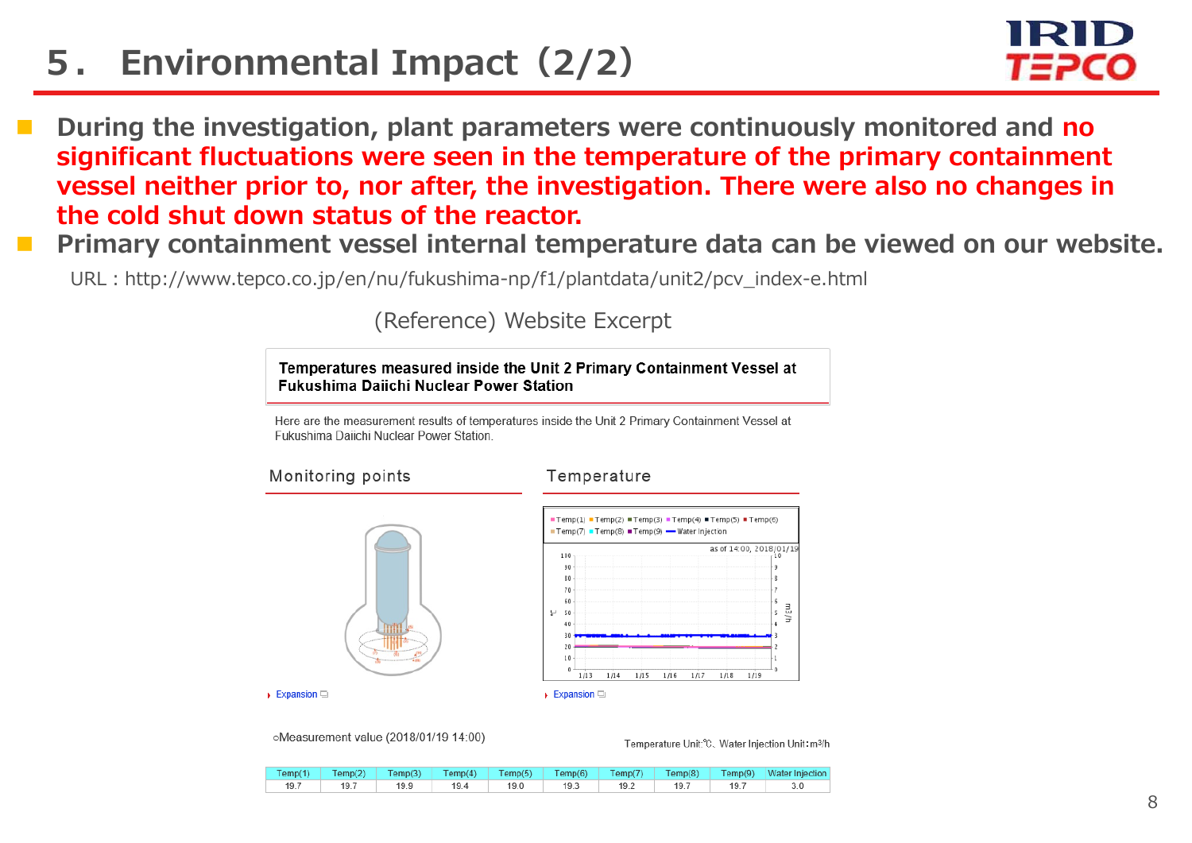# 5. Environmental Impact (2/2)

- During the investigation, plant parameters were continuously monitored and **no significant fluctuations were seen in the temperature of the primary containment vessel neither prior to, nor after, the investigation. There were also no changes in the cold shut down status of the reactor.**
- **Primary containment vessel internal temperature data can be viewed on our website.**

URL : http://www.tepco.co.jp/en/nu/fukushima-np/f1/plantdata/unit2/pcv_index-e.html

(Reference) Website Excerpt

**Temperatures measured inside the Unit 2 Primary Containment Vessel at Fukushima Daiichi Nuclear Power Station**

Here are the measurement results of temperatures inside the Unit 2 Primary Containment Vessel at Fukushima Daiichi Nuclear Power Station.

Monitoring points

Expansion

Temperature

Expansion

○Measurement value (2018/01/19 14:00)

Temperature Unit:℃, Water Injection Unit:m³/h

| Temp(1) | Temp(2) | Temp(3) | Temp(4) | Temp(5) | Temp(6) | Temp(7) | Temp(8) | Temp(9) | Water Injection |
|---|---|---|---|---|---|---|---|---|---|
| 19.7 | 19.7 | 19.9 | 19.4 | 19.0 | 19.3 | 19.2 | 19.7 | 19.7 | 3.0 |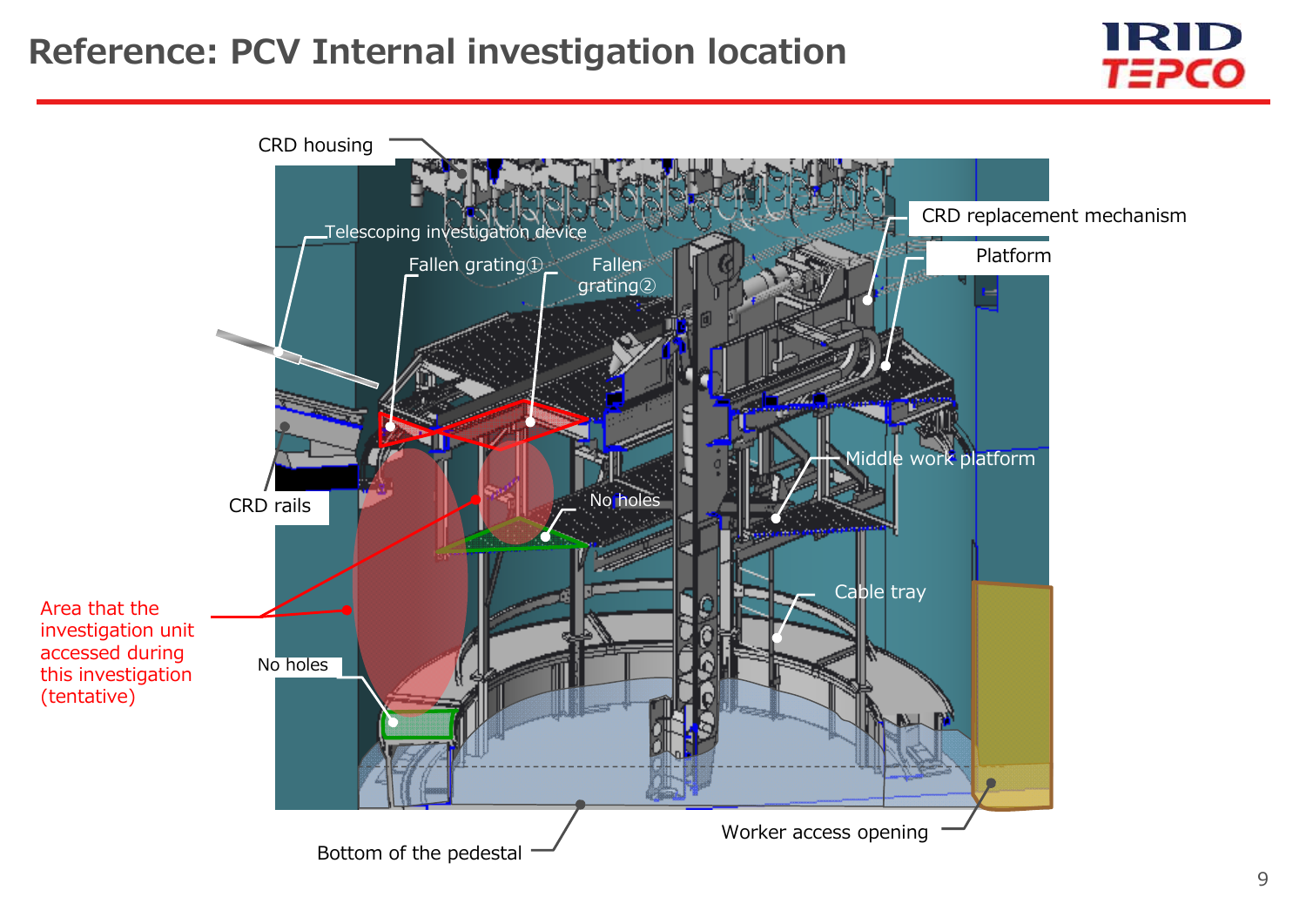# Reference: PCV Internal investigation location

CRD housing

Telescoping investigation device

Fallen grating①

Fallen grating②

CRD replacement mechanism

Platform

Middle work platform

CRD rails

No holes

Area that the investigation unit accessed during this investigation (tentative)

Cable tray

No holes

Worker access opening

Bottom of the pedestal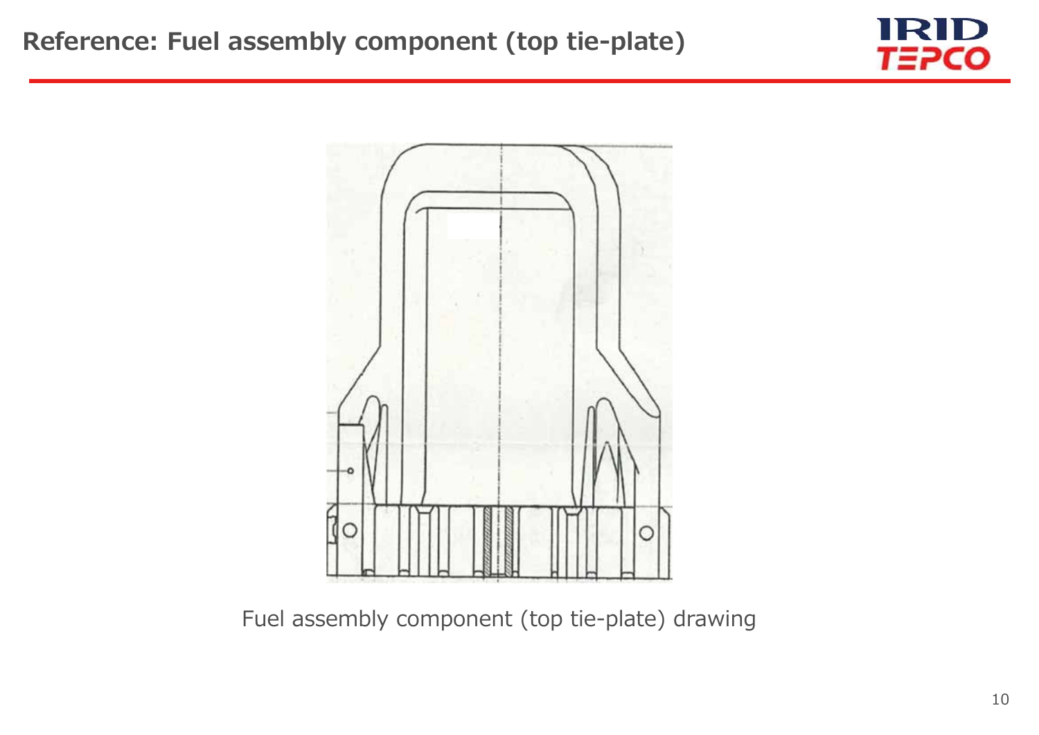# Reference: Fuel assembly component (top tie-plate)

Fuel assembly component (top tie-plate) drawing